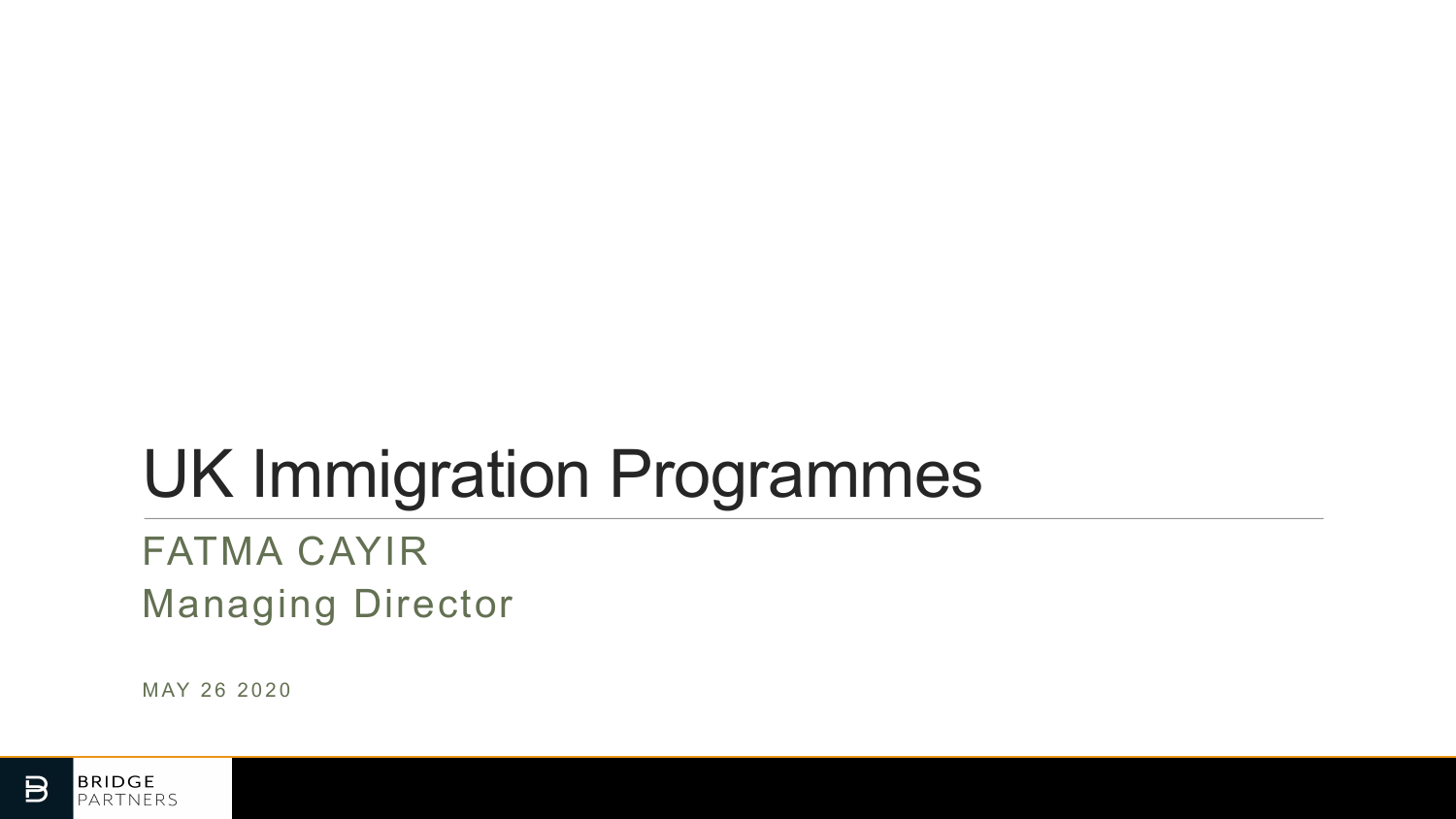# UK Immigration Programmes

FATMA CAYIR

Managing Director

MAY 26 2020

BRIDGE PARTNERS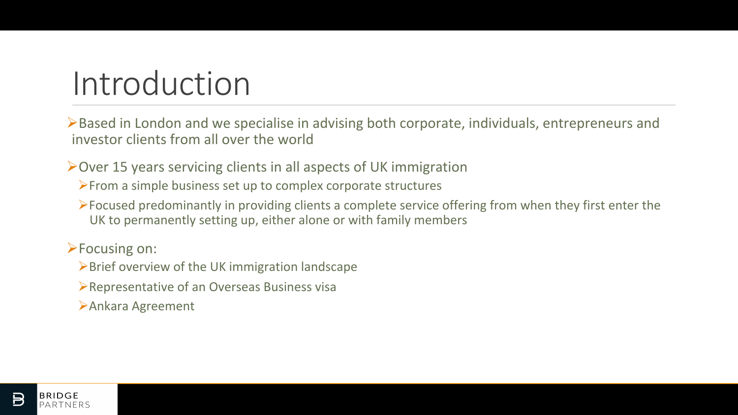# Introduction

- Based in London and we specialise in advising both corporate, individuals, entrepreneurs and investor clients from all over the world

- Over 15 years servicing clients in all aspects of UK immigration
  - From a simple business set up to complex corporate structures
  - Focused predominantly in providing clients a complete service offering from when they first enter the UK to permanently setting up, either alone or with family members

- Focusing on:
  - Brief overview of the UK immigration landscape
  - Representative of an Overseas Business visa
  - Ankara Agreement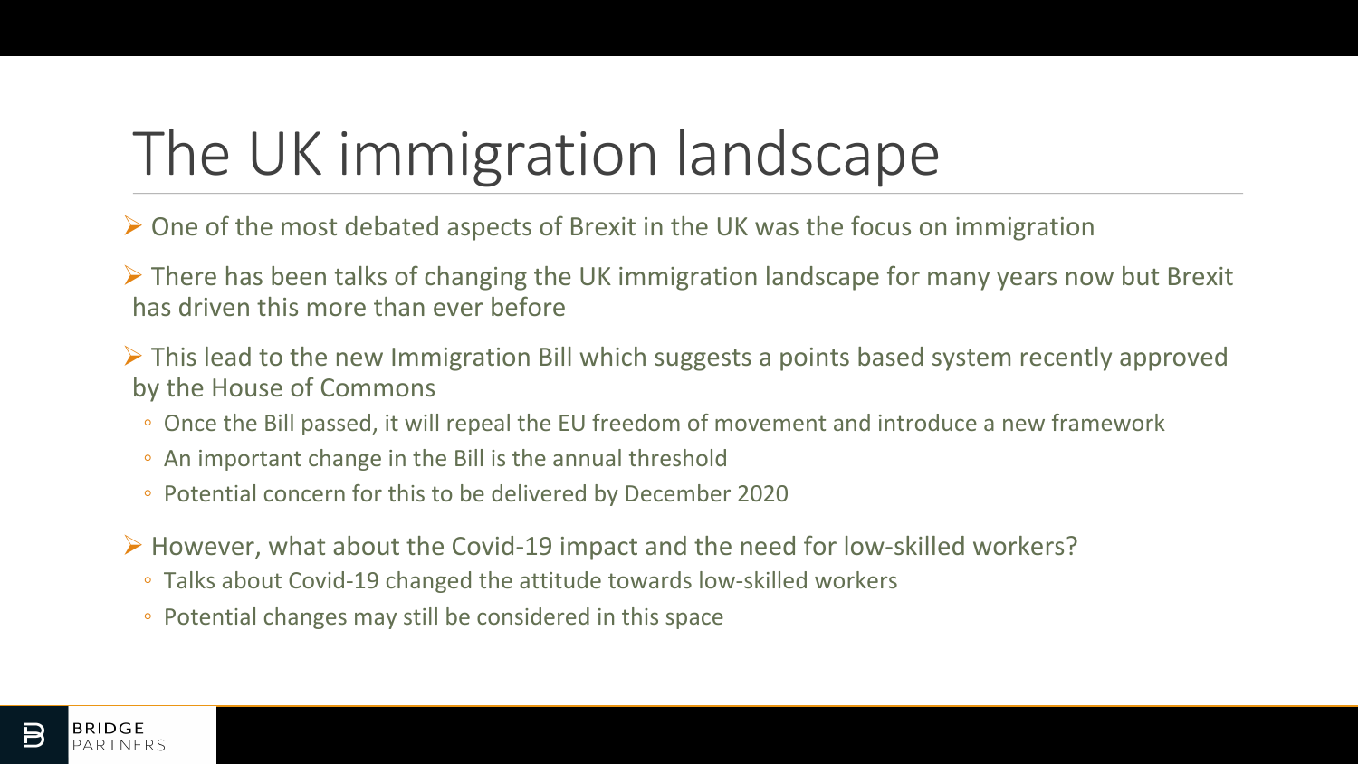# The UK immigration landscape

- One of the most debated aspects of Brexit in the UK was the focus on immigration
- There has been talks of changing the UK immigration landscape for many years now but Brexit has driven this more than ever before
- This lead to the new Immigration Bill which suggests a points based system recently approved by the House of Commons
  - Once the Bill passed, it will repeal the EU freedom of movement and introduce a new framework
  - An important change in the Bill is the annual threshold
  - Potential concern for this to be delivered by December 2020
- However, what about the Covid-19 impact and the need for low-skilled workers?
  - Talks about Covid-19 changed the attitude towards low-skilled workers
  - Potential changes may still be considered in this space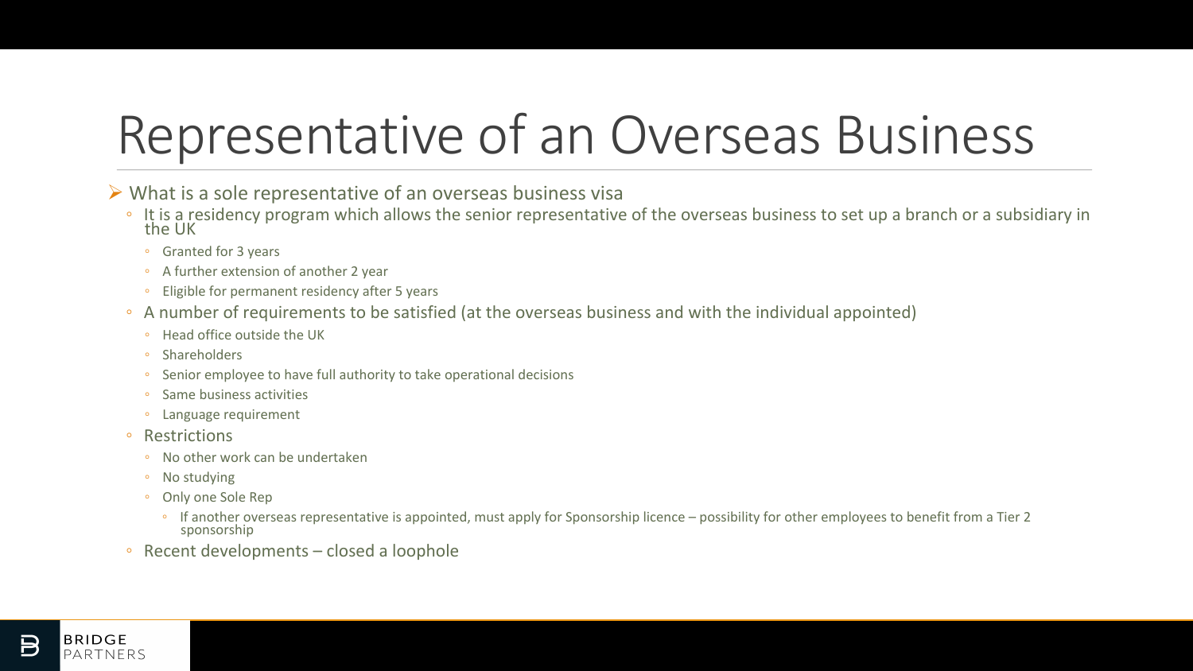# Representative of an Overseas Business

- What is a sole representative of an overseas business visa
  - It is a residency program which allows the senior representative of the overseas business to set up a branch or a subsidiary in the UK
    - Granted for 3 years
    - A further extension of another 2 year
    - Eligible for permanent residency after 5 years
  - A number of requirements to be satisfied (at the overseas business and with the individual appointed)
    - Head office outside the UK
    - Shareholders
    - Senior employee to have full authority to take operational decisions
    - Same business activities
    - Language requirement
  - Restrictions
    - No other work can be undertaken
    - No studying
    - Only one Sole Rep
      - If another overseas representative is appointed, must apply for Sponsorship licence – possibility for other employees to benefit from a Tier 2 sponsorship
  - Recent developments – closed a loophole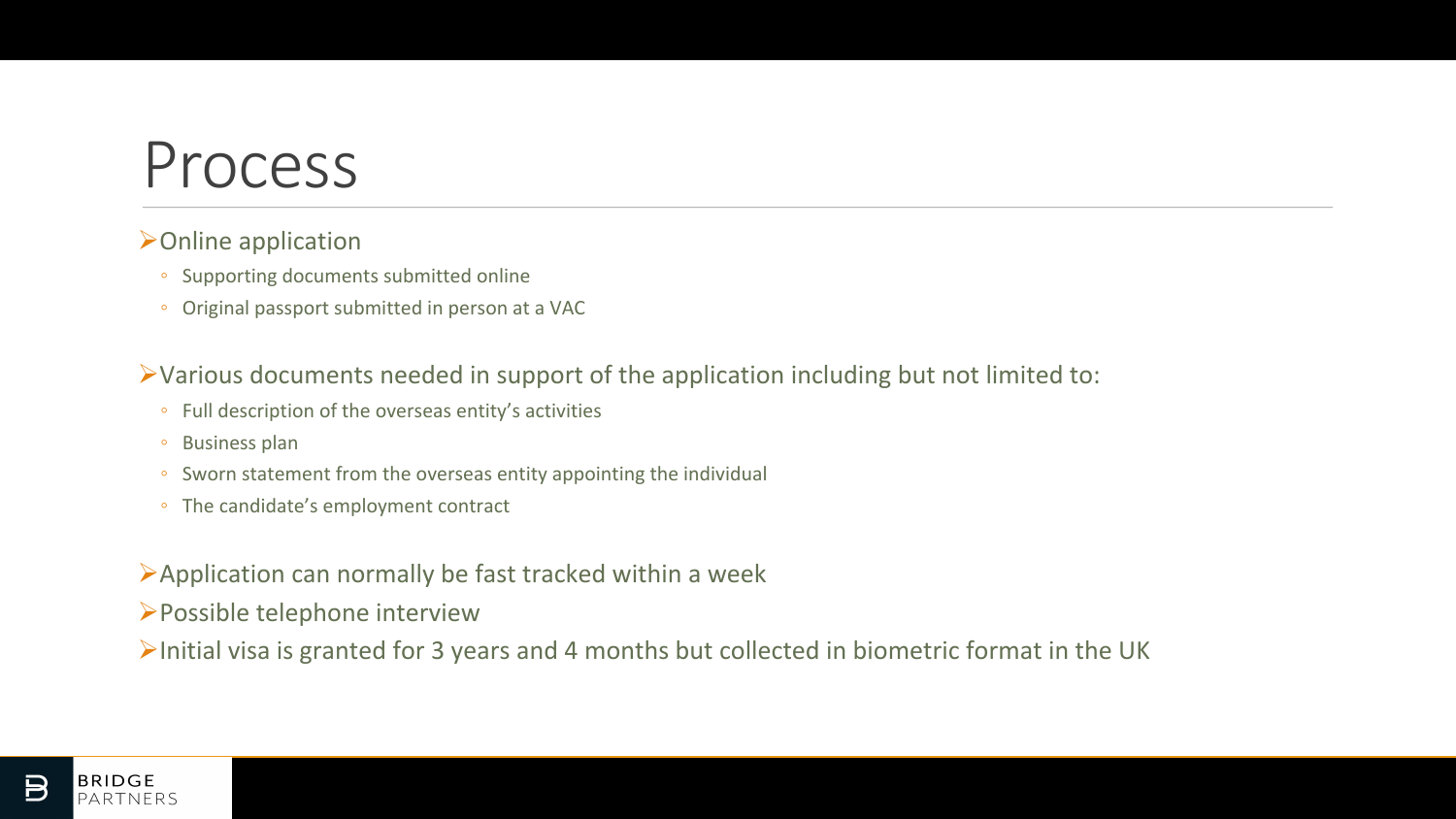# Process

- Online application
  - Supporting documents submitted online
  - Original passport submitted in person at a VAC

- Various documents needed in support of the application including but not limited to:
  - Full description of the overseas entity's activities
  - Business plan
  - Sworn statement from the overseas entity appointing the individual
  - The candidate's employment contract

- Application can normally be fast tracked within a week
- Possible telephone interview
- Initial visa is granted for 3 years and 4 months but collected in biometric format in the UK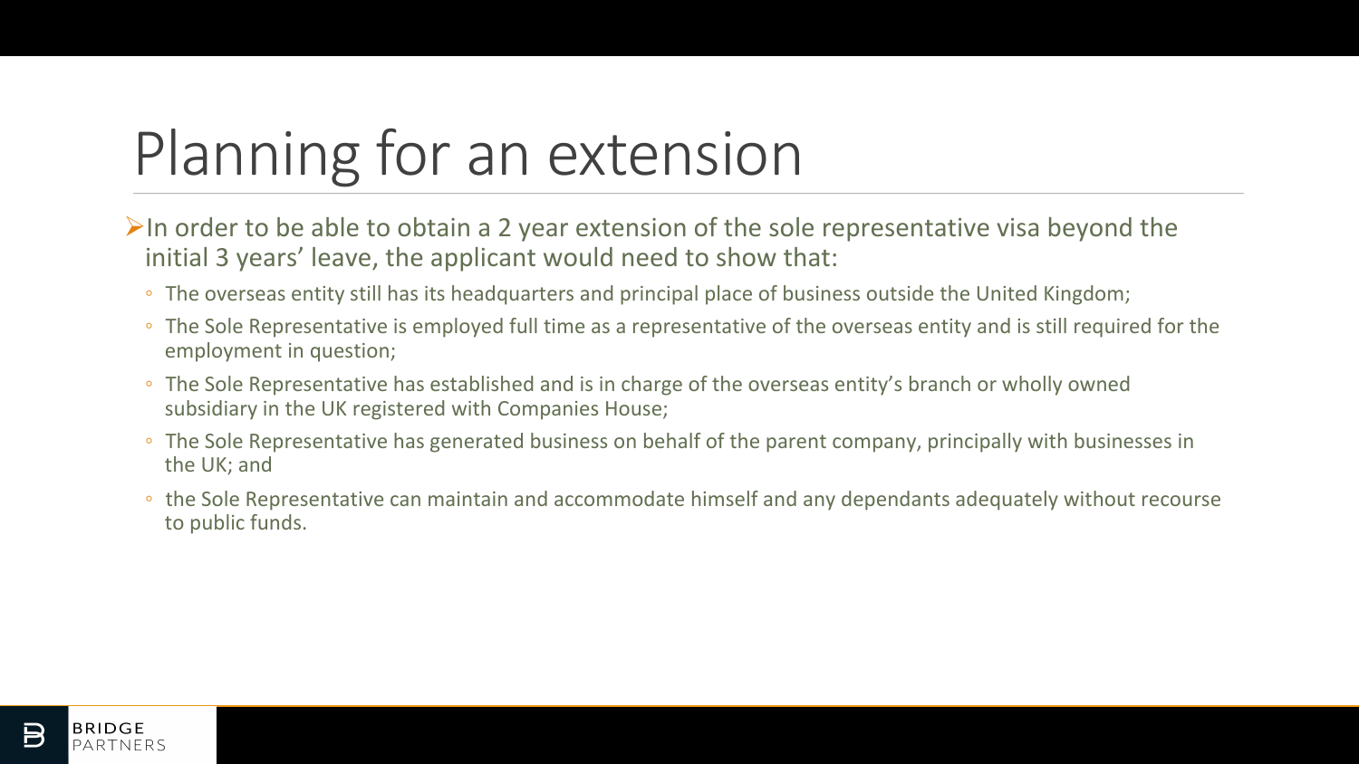# Planning for an extension

- In order to be able to obtain a 2 year extension of the sole representative visa beyond the initial 3 years' leave, the applicant would need to show that:
  - The overseas entity still has its headquarters and principal place of business outside the United Kingdom;
  - The Sole Representative is employed full time as a representative of the overseas entity and is still required for the employment in question;
  - The Sole Representative has established and is in charge of the overseas entity's branch or wholly owned subsidiary in the UK registered with Companies House;
  - The Sole Representative has generated business on behalf of the parent company, principally with businesses in the UK; and
  - the Sole Representative can maintain and accommodate himself and any dependants adequately without recourse to public funds.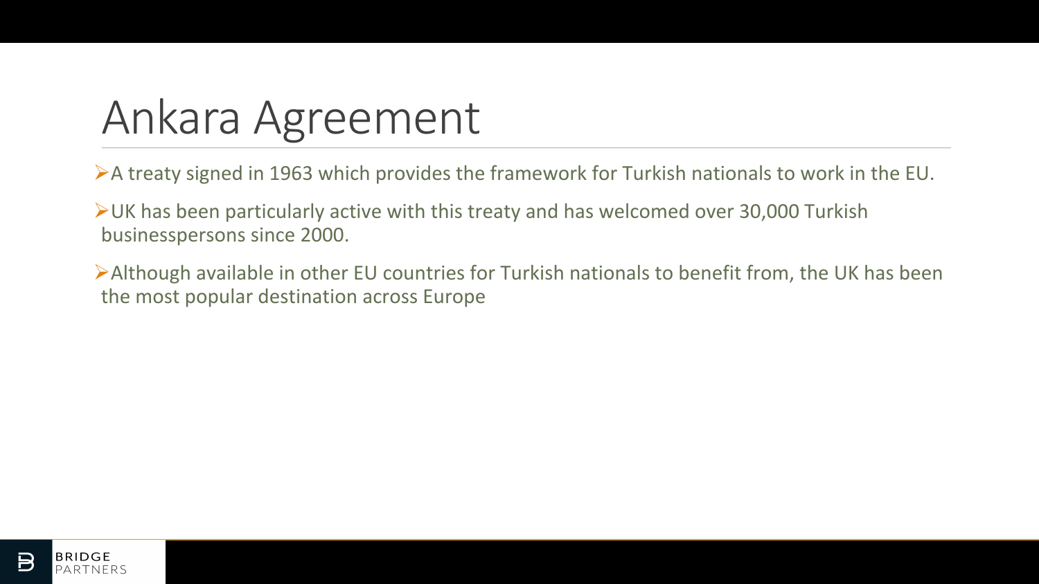# Ankara Agreement

- A treaty signed in 1963 which provides the framework for Turkish nationals to work in the EU.
- UK has been particularly active with this treaty and has welcomed over 30,000 Turkish businesspersons since 2000.
- Although available in other EU countries for Turkish nationals to benefit from, the UK has been the most popular destination across Europe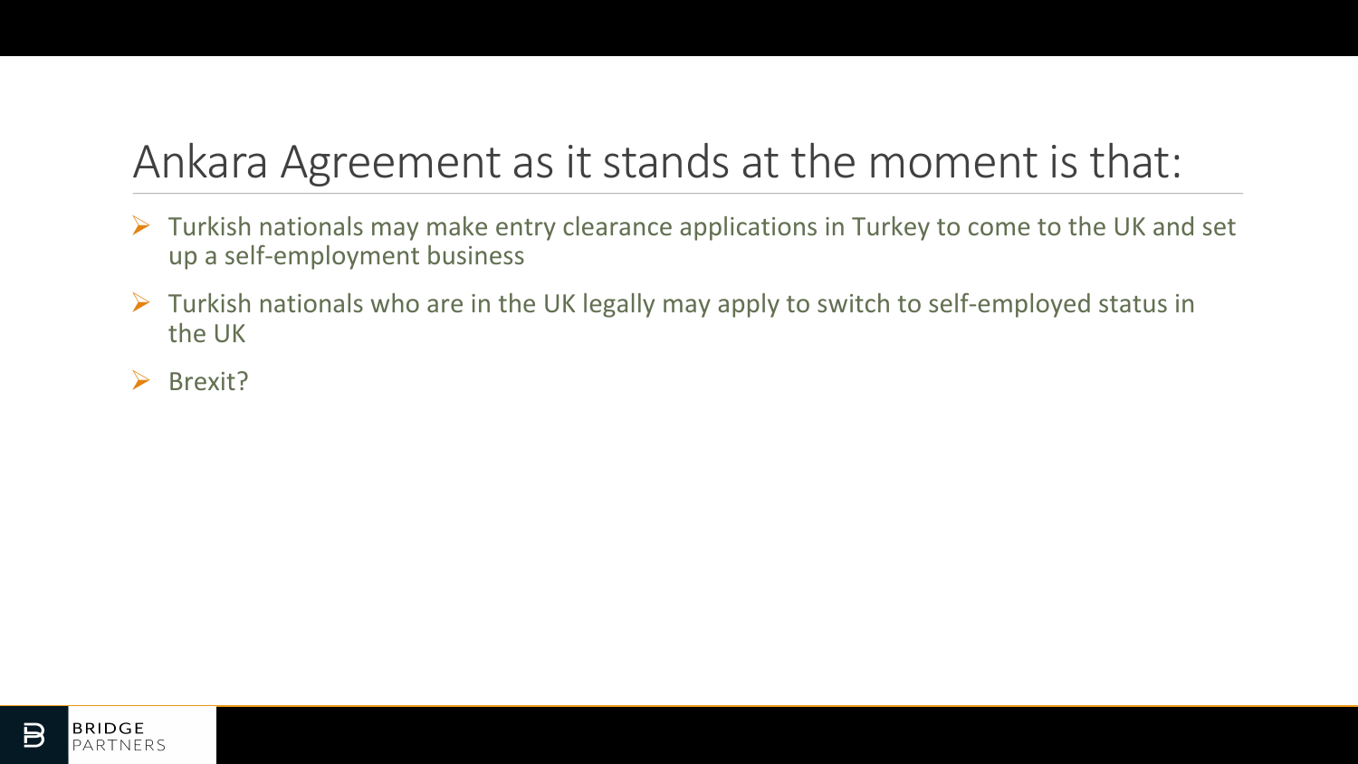# Ankara Agreement as it stands at the moment is that:

- Turkish nationals may make entry clearance applications in Turkey to come to the UK and set up a self-employment business
- Turkish nationals who are in the UK legally may apply to switch to self-employed status in the UK
- Brexit?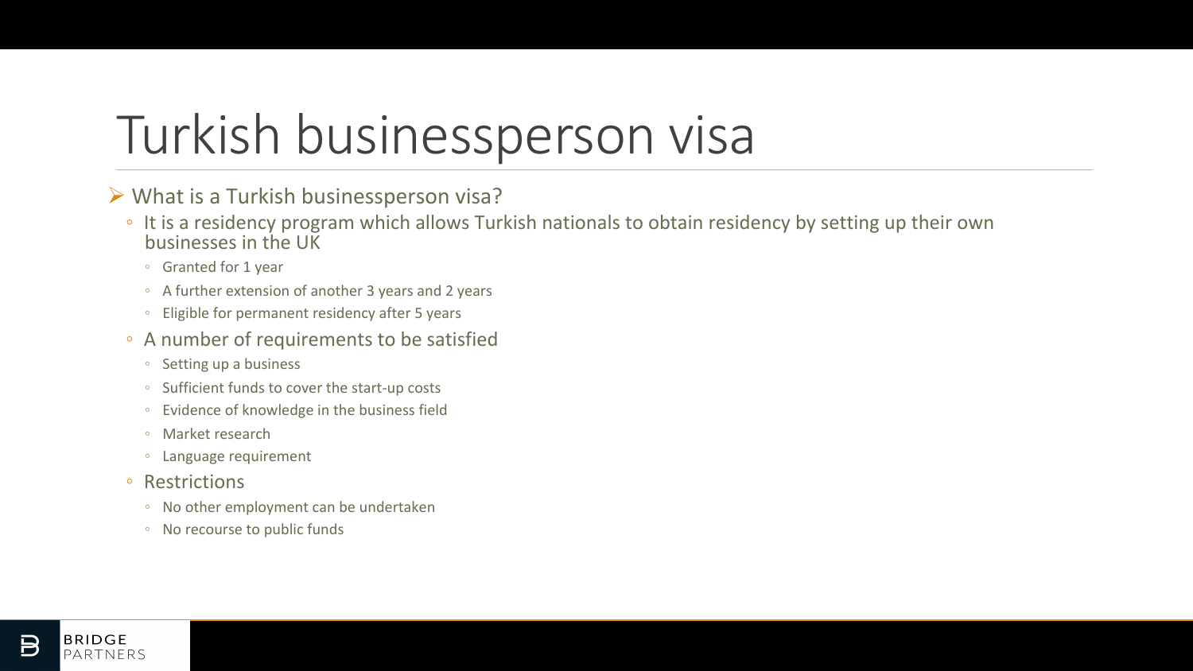# Turkish businessperson visa

- What is a Turkish businessperson visa?
  - It is a residency program which allows Turkish nationals to obtain residency by setting up their own businesses in the UK
    - Granted for 1 year
    - A further extension of another 3 years and 2 years
    - Eligible for permanent residency after 5 years
  - A number of requirements to be satisfied
    - Setting up a business
    - Sufficient funds to cover the start-up costs
    - Evidence of knowledge in the business field
    - Market research
    - Language requirement
  - Restrictions
    - No other employment can be undertaken
    - No recourse to public funds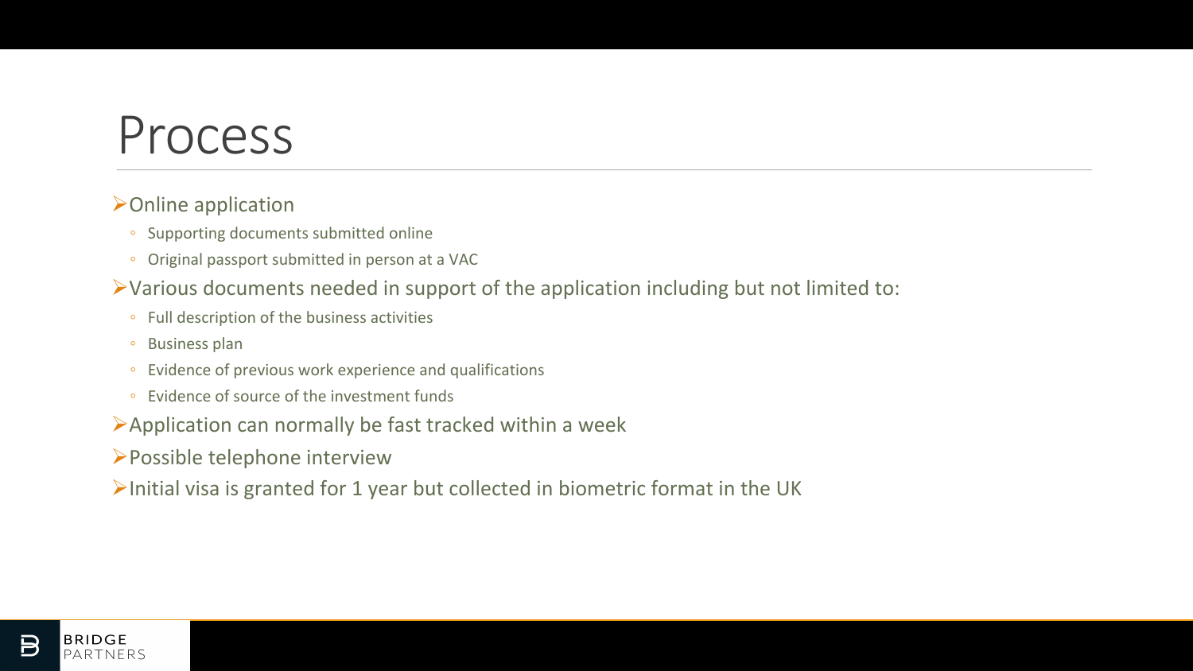# Process

- Online application
  - Supporting documents submitted online
  - Original passport submitted in person at a VAC
- Various documents needed in support of the application including but not limited to:
  - Full description of the business activities
  - Business plan
  - Evidence of previous work experience and qualifications
  - Evidence of source of the investment funds
- Application can normally be fast tracked within a week
- Possible telephone interview
- Initial visa is granted for 1 year but collected in biometric format in the UK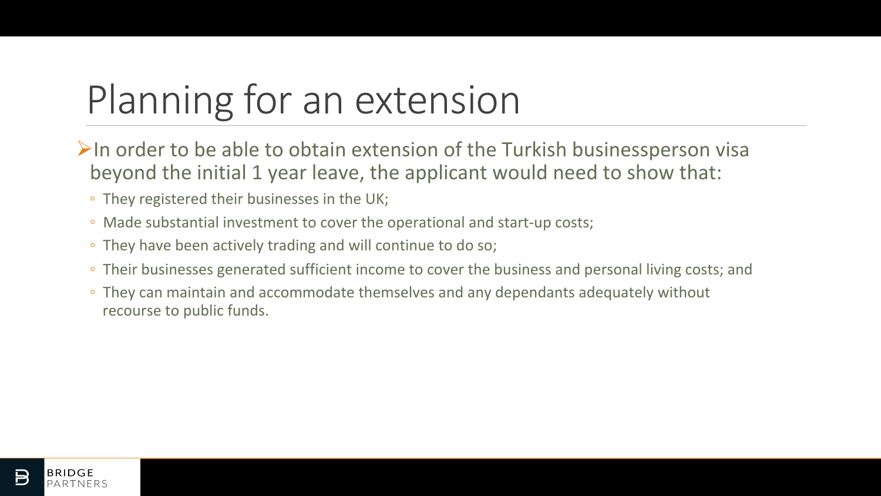# Planning for an extension

- In order to be able to obtain extension of the Turkish businessperson visa beyond the initial 1 year leave, the applicant would need to show that:
  - They registered their businesses in the UK;
  - Made substantial investment to cover the operational and start-up costs;
  - They have been actively trading and will continue to do so;
  - Their businesses generated sufficient income to cover the business and personal living costs; and
  - They can maintain and accommodate themselves and any dependants adequately without recourse to public funds.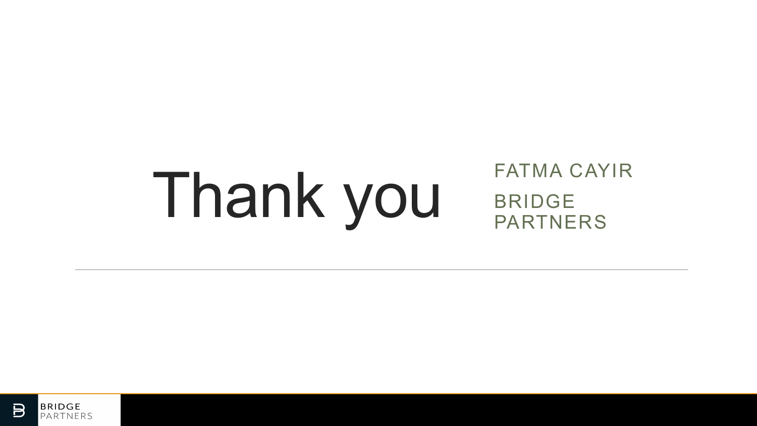# Thank you

FATMA CAYIR

BRIDGE PARTNERS